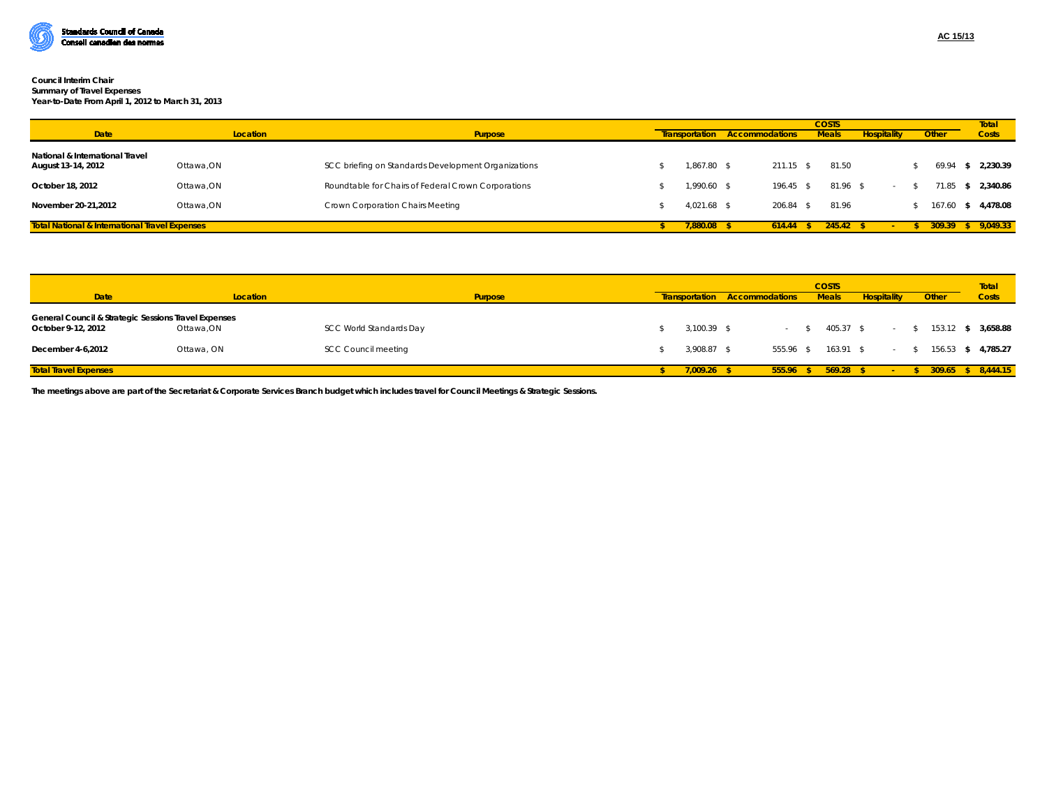Standards Council of Canada
Conseil canadien des normes

AC 15/13

**Council Interim Chair**
**Summary of Travel Expenses**
**Year-to-Date From April 1, 2012 to March 31, 2013**

| Date | Location | Purpose | COSTS Transportation | Accommodations | Meals | Hospitality | Other | Total Costs |
|---|---|---|---|---|---|---|---|---|
| **National & International Travel** | | | | | | | | |
| **August 13-14, 2012** | Ottawa,ON | SCC briefing on Standards Development Organizations | $ 1,867.80 | $ 211.15 | $ 81.50 | | $ 69.94 | **$ 2,230.39** |
| **October 18, 2012** | Ottawa,ON | Roundtable for Chairs of Federal Crown Corporations | $ 1,990.60 | $ 196.45 | $ 81.96 | $ - | $ 71.85 | **$ 2,340.86** |
| **November 20-21,2012** | Ottawa,ON | Crown Corporation Chairs Meeting | $ 4,021.68 | $ 206.84 | $ 81.96 | | $ 167.60 | **$ 4,478.08** |
| **Total National & International Travel Expenses** | | | **$ 7,880.08** | **$ 614.44** | **$ 245.42** | **$ -** | **$ 309.39** | **$ 9,049.33** |

| Date | Location | Purpose | COSTS Transportation | Accommodations | Meals | Hospitality | Other | Total Costs |
|---|---|---|---|---|---|---|---|---|
| **General Council & Strategic Sessions Travel Expenses** | | | | | | | | |
| **October 9-12, 2012** | Ottawa,ON | SCC World Standards Day | $ 3,100.39 | $ - | $ 405.37 | $ - | $ 153.12 | **$ 3,658.88** |
| **December 4-6,2012** | Ottawa, ON | SCC Council meeting | $ 3,908.87 | $ 555.96 | $ 163.91 | $ - | $ 156.53 | **$ 4,785.27** |
| **Total Travel Expenses** | | | **$ 7,009.26** | **$ 555.96** | **$ 569.28** | **$ -** | **$ 309.65** | **$ 8,444.15** |

**The meetings above are part of the Secretariat & Corporate Services Branch budget which includes travel for Council Meetings & Strategic Sessions.**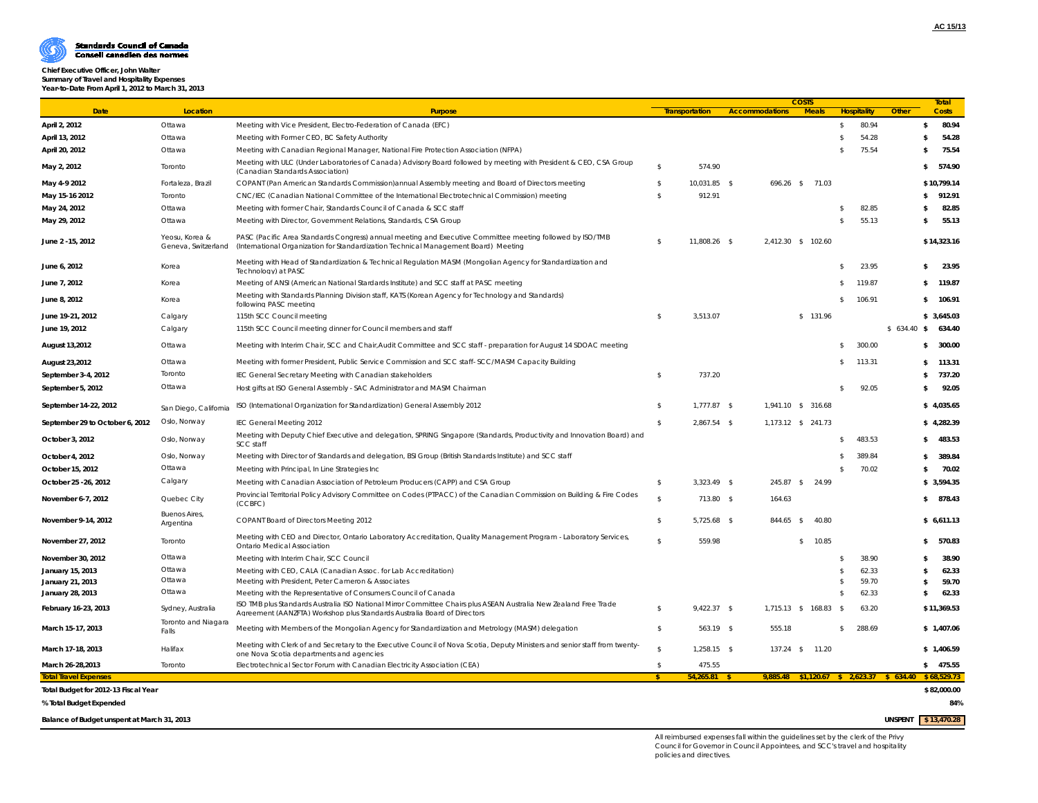AC 15/13

**Standards Council of Canada**
**Conseil canadien des normes**

**Chief Executive Officer, John Walter**
**Summary of Travel and Hospitality Expenses**
**Year-to-Date From April 1, 2012 to March 31, 2013**

| Date | Location | Purpose | COSTS Transportation | Accommodations | Meals | Hospitality | Other | Total Costs |
|---|---|---|---|---|---|---|---|---|
| April 2, 2012 | Ottawa | Meeting with Vice President, Electro-Federation of Canada (EFC) | | | | $ 80.94 | | $ 80.94 |
| April 13, 2012 | Ottawa | Meeting with Former CEO, BC Safety Authority | | | | $ 54.28 | | $ 54.28 |
| April 20, 2012 | Ottawa | Meeting with Canadian Regional Manager, National Fire Protection Association (NFPA) | | | | $ 75.54 | | $ 75.54 |
| May 2, 2012 | Toronto | Meeting with ULC (Under Laboratories of Canada) Advisory Board followed by meeting with President & CEO, CSA Group (Canadian Standards Association) | $ 574.90 | | | | | $ 574.90 |
| May 4-9 2012 | Fortaleza, Brazil | COPANT (Pan American Standards Commission)annual Assembly meeting and Board of Directors meeting | $ 10,031.85 | $ 696.26 | $ 71.03 | | | $ 10,799.14 |
| May 15-16 2012 | Toronto | CNC/IEC (Canadian National Committee of the International Electrotechnical Commission) meeting | $ 912.91 | | | | | $ 912.91 |
| May 24, 2012 | Ottawa | Meeting with former Chair, Standards Council of Canada & SCC staff | | | | $ 82.85 | | $ 82.85 |
| May 29, 2012 | Ottawa | Meeting with Director, Government Relations, Standards, CSA Group | | | | $ 55.13 | | $ 55.13 |
| June 2 -15, 2012 | Yeosu, Korea & Geneva, Switzerland | PASC (Pacific Area Standards Congress) annual meeting and Executive Committee meeting followed by ISO/TMB (International Organization for Standardization Technical Management Board) Meeting | $ 11,808.26 | $ 2,412.30 | $ 102.60 | | | $ 14,323.16 |
| June 6, 2012 | Korea | Meeting with Head of Standardization & Technical Regulation MASM (Mongolian Agency for Standardization and Technology) at PASC | | | | $ 23.95 | | $ 23.95 |
| June 7, 2012 | Korea | Meeting of ANSI (American National Standards Institute) and SCC staff at PASC meeting | | | | $ 119.87 | | $ 119.87 |
| June 8, 2012 | Korea | Meeting with Standards Planning Division staff, KATS (Korean Agency for Technology and Standards) following PASC meeting | | | | $ 106.91 | | $ 106.91 |
| June 19-21, 2012 | Calgary | 115th SCC Council meeting | $ 3,513.07 | | $ 131.96 | | | $ 3,645.03 |
| June 19, 2012 | Calgary | 115th SCC Council meeting dinner for Council members and staff | | | | | $ 634.40 | $ 634.40 |
| August 13,2012 | Ottawa | Meeting with Interim Chair, SCC and Chair,Audit Committee and SCC staff - preparation for August 14 SDOAC meeting | | | | $ 300.00 | | $ 300.00 |
| August 23,2012 | Ottawa | Meeting with former President, Public Service Commission and SCC staff- SCC/MASM Capacity Building | | | | $ 113.31 | | $ 113.31 |
| September 3-4, 2012 | Toronto | IEC General Secretary Meeting with Canadian stakeholders | $ 737.20 | | | | | $ 737.20 |
| September 5, 2012 | Ottawa | Host gifts at ISO General Assembly - SAC Administrator and MASM Chairman | | | | $ 92.05 | | $ 92.05 |
| September 14-22, 2012 | San Diego, California | ISO (International Organization for Standardization) General Assembly 2012 | $ 1,777.87 | $ 1,941.10 | $ 316.68 | | | $ 4,035.65 |
| September 29 to October 6, 2012 | Oslo, Norway | IEC General Meeting 2012 | $ 2,867.54 | $ 1,173.12 | $ 241.73 | | | $ 4,282.39 |
| October 3, 2012 | Oslo, Norway | Meeting with Deputy Chief Executive and delegation, SPRING Singapore (Standards, Productivity and Innovation Board) and SCC staff | | | | $ 483.53 | | $ 483.53 |
| October 4, 2012 | Oslo, Norway | Meeting with Director of Standards and delegation, BSI Group (British Standards Institute) and SCC staff | | | | $ 389.84 | | $ 389.84 |
| October 15, 2012 | Ottawa | Meeting with Principal, In Line Strategies Inc | | | | $ 70.02 | | $ 70.02 |
| October 25 -26, 2012 | Calgary | Meeting with Canadian Association of Petroleum Producers (CAPP) and CSA Group | $ 3,323.49 | $ 245.87 | $ 24.99 | | | $ 3,594.35 |
| November 6-7, 2012 | Quebec City | Provincial Territorial Policy Advisory Committee on Codes (PTPACC) of the Canadian Commission on Building & Fire Codes (CCBFC) | $ 713.80 | $ 164.63 | | | | $ 878.43 |
| November 9-14, 2012 | Buenos Aires, Argentina | COPANT Board of Directors Meeting 2012 | $ 5,725.68 | $ 844.65 | $ 40.80 | | | $ 6,611.13 |
| November 27, 2012 | Toronto | Meeting with CEO and Director, Ontario Laboratory Accreditation, Quality Management Program - Laboratory Services, Ontario Medical Association | $ 559.98 | | $ 10.85 | | | $ 570.83 |
| November 30, 2012 | Ottawa | Meeting with Interim Chair, SCC Council | | | | $ 38.90 | | $ 38.90 |
| January 15, 2013 | Ottawa | Meeting with CEO, CALA (Canadian Assoc. for Lab Accreditation) | | | | $ 62.33 | | $ 62.33 |
| January 21, 2013 | Ottawa | Meeting with President, Peter Cameron & Associates | | | | $ 59.70 | | $ 59.70 |
| January 28, 2013 | Ottawa | Meeting with the Representative of Consumers Council of Canada | | | | $ 62.33 | | $ 62.33 |
| February 16-23, 2013 | Sydney, Australia | ISO TMB plus Standards Australia ISO National Mirror Committee Chairs plus ASEAN Australia New Zealand Free Trade Agreement (AANZFTA) Workshop plus Standards Australia Board of Directors | $ 9,422.37 | $ 1,715.13 | $ 168.83 | $ 63.20 | | $ 11,369.53 |
| March 15-17, 2013 | Toronto and Niagara Falls | Meeting with Members of the Mongolian Agency for Standardization and Metrology (MASM) delegation | $ 563.19 | $ 555.18 | | $ 288.69 | | $ 1,407.06 |
| March 17-18, 2013 | Halifax | Meeting with Clerk of and Secretary to the Executive Council of Nova Scotia, Deputy Ministers and senior staff from twenty-one Nova Scotia departments and agencies | $ 1,258.15 | $ 137.24 | $ 11.20 | | | $ 1,406.59 |
| March 26-28,2013 | Toronto | Electrotechnical Sector Forum with Canadian Electricity Association (CEA) | $ 475.55 | | | | | $ 475.55 |
| **Total Travel Expenses** | | | **$ 54,265.81** | **$ 9,885.48** | **$1,120.67** | **$ 2,623.37** | **$ 634.40** | **$ 68,529.73** |
| **Total Budget for 2012-13 Fiscal Year** | | | | | | | | **$ 82,000.00** |
| **% Total Budget Expended** | | | | | | | | **84%** |
| **Balance of Budget unspent at March 31, 2013** | | | | | | | **UNSPENT** | **$ 13,470.28** |

All reimbursed expenses fall within the guidelines set by the clerk of the Privy Council for Governor in Council Appointees, and SCC's travel and hospitality policies and directives.